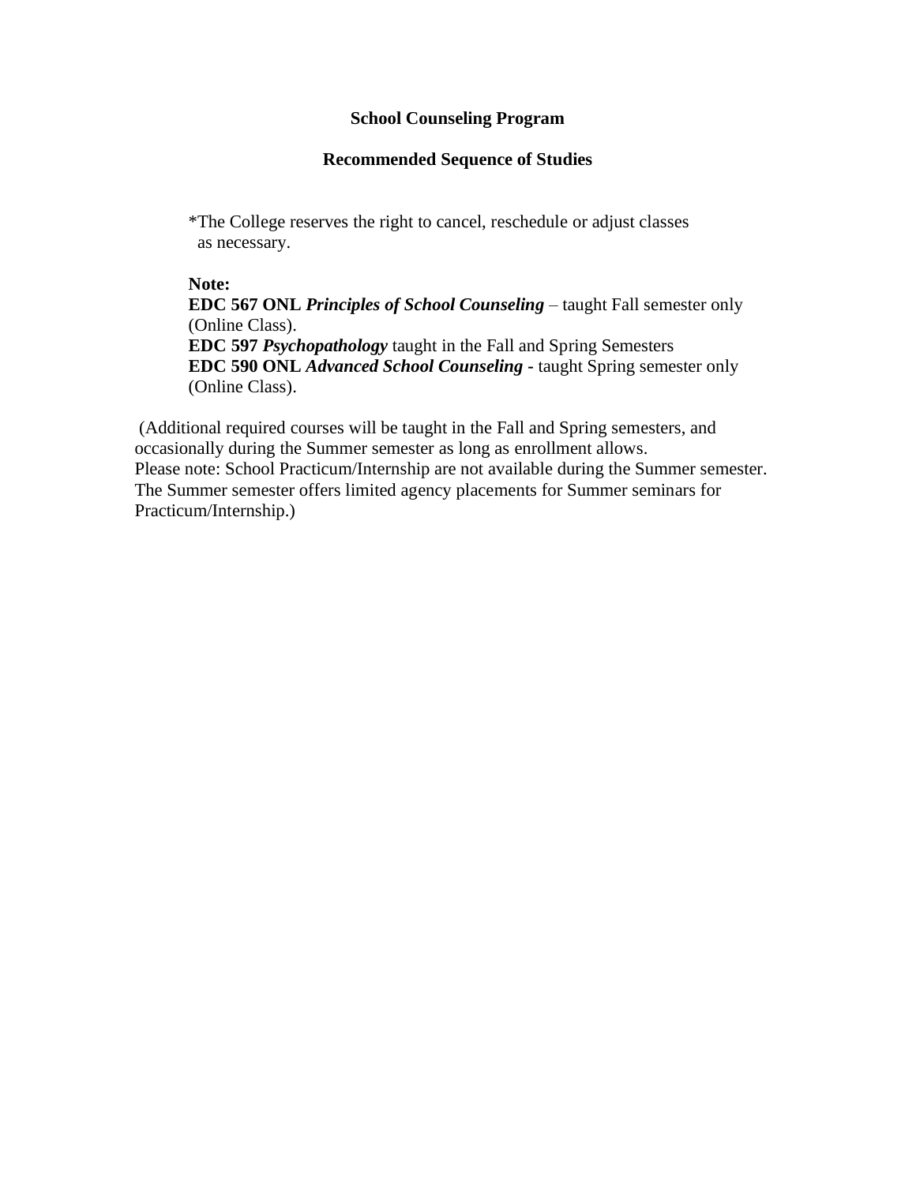**School Counseling Program**

**Recommended Sequence of Studies**

*The College reserves the right to cancel, reschedule or adjust classes as necessary.

**Note:**
**EDC 567 ONL** ***Principles of School Counseling*** – taught Fall semester only (Online Class).
**EDC 597** ***Psychopathology*** taught in the Fall and Spring Semesters
**EDC 590 ONL** ***Advanced School Counseling*** **-** taught Spring semester only (Online Class).

(Additional required courses will be taught in the Fall and Spring semesters, and occasionally during the Summer semester as long as enrollment allows.
Please note: School Practicum/Internship are not available during the Summer semester. The Summer semester offers limited agency placements for Summer seminars for Practicum/Internship.)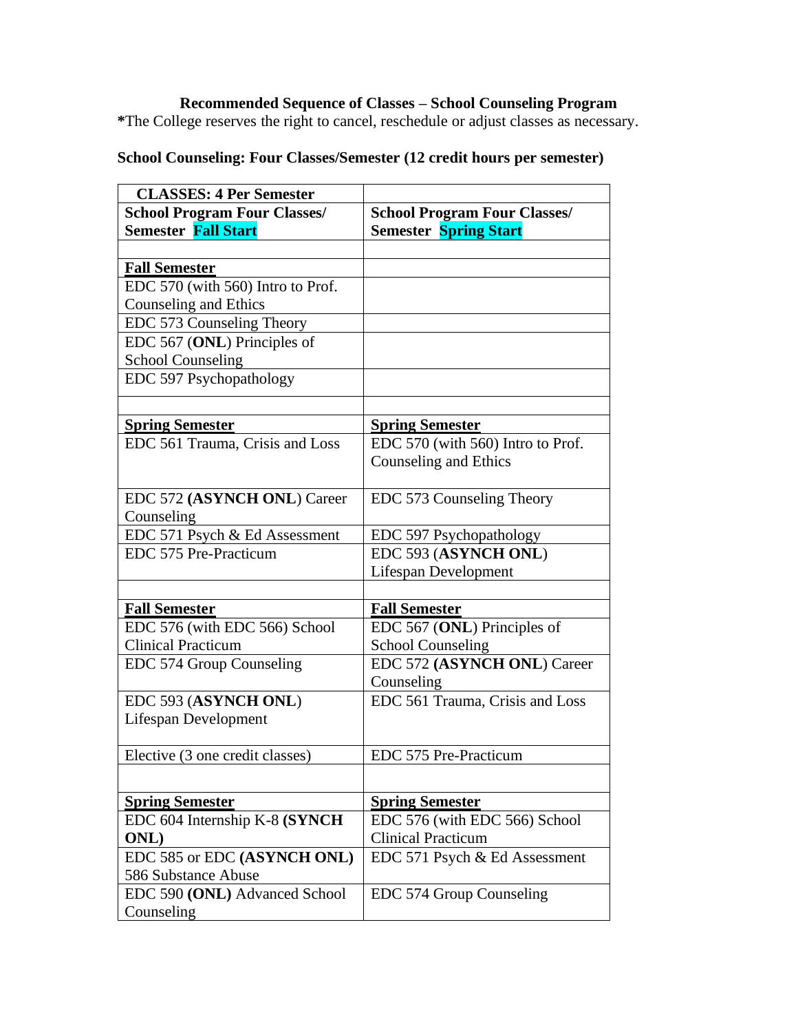**Recommended Sequence of Classes – School Counseling Program**

***The College reserves the right to cancel, reschedule or adjust classes as necessary.**

**School Counseling: Four Classes/Semester (12 credit hours per semester)**

| **CLASSES: 4 Per Semester** | |
|---|---|
| **School Program Four Classes/ Semester Fall Start** | **School Program Four Classes/ Semester Spring Start** |
| | |
| **Fall Semester** | |
| EDC 570 (with 560) Intro to Prof. Counseling and Ethics | |
| EDC 573 Counseling Theory | |
| EDC 567 (**ONL**) Principles of School Counseling | |
| EDC 597 Psychopathology | |
| | |
| **Spring Semester** | **Spring Semester** |
| EDC 561 Trauma, Crisis and Loss | EDC 570 (with 560) Intro to Prof. Counseling and Ethics |
| EDC 572 **(ASYNCH ONL)** Career Counseling | EDC 573 Counseling Theory |
| EDC 571 Psych & Ed Assessment | EDC 597 Psychopathology |
| EDC 575 Pre-Practicum | EDC 593 (**ASYNCH ONL**) Lifespan Development |
| | |
| **Fall Semester** | **Fall Semester** |
| EDC 576 (with EDC 566) School Clinical Practicum | EDC 567 (**ONL**) Principles of School Counseling |
| EDC 574 Group Counseling | EDC 572 **(ASYNCH ONL)** Career Counseling |
| EDC 593 (**ASYNCH ONL**) Lifespan Development | EDC 561 Trauma, Crisis and Loss |
| Elective (3 one credit classes) | EDC 575 Pre-Practicum |
| | |
| **Spring Semester** | **Spring Semester** |
| EDC 604 Internship K-8 **(SYNCH ONL)** | EDC 576 (with EDC 566) School Clinical Practicum |
| EDC 585 or EDC **(ASYNCH ONL)** 586 Substance Abuse | EDC 571 Psych & Ed Assessment |
| EDC 590 **(ONL)** Advanced School Counseling | EDC 574 Group Counseling |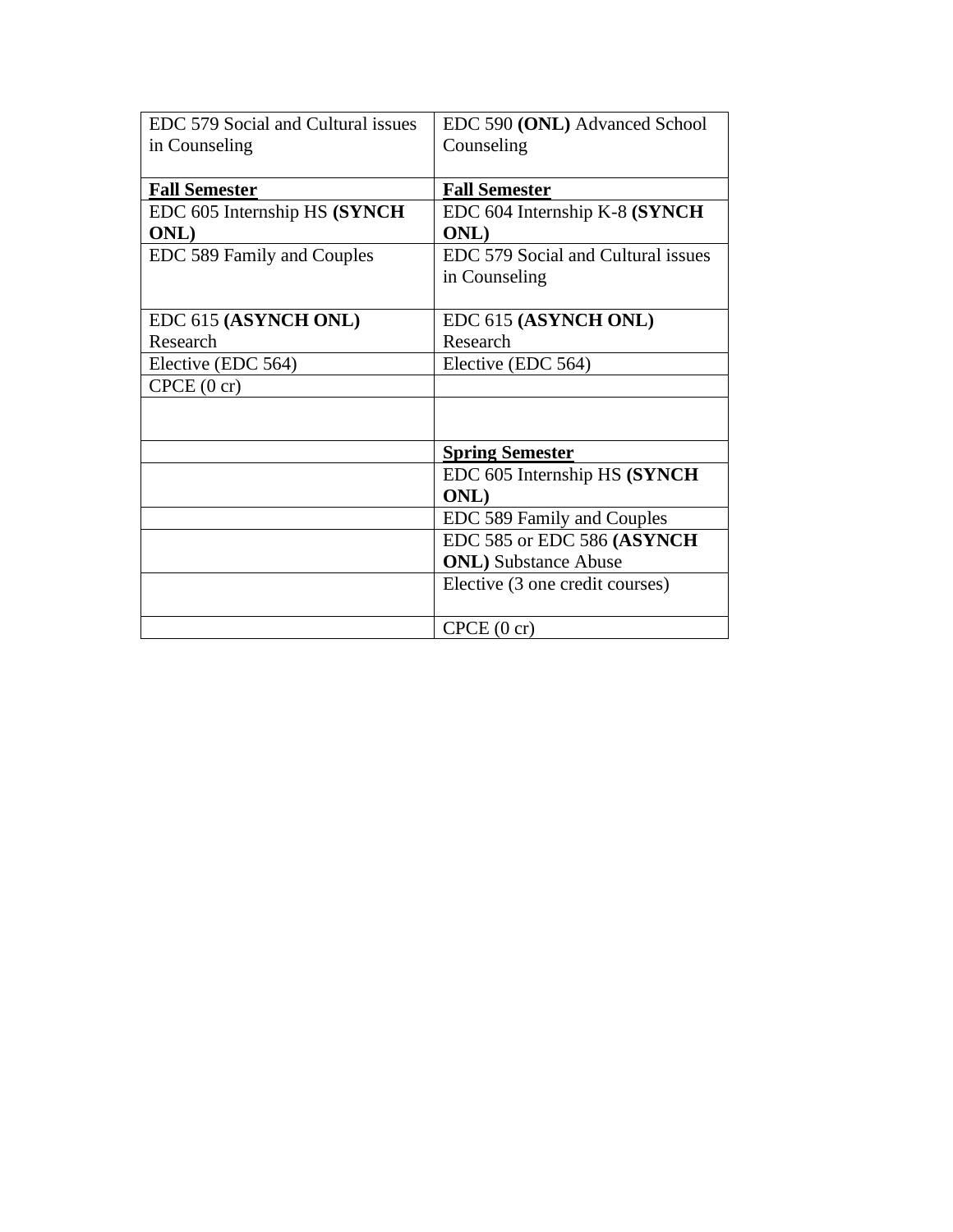| EDC 579 Social and Cultural issues in Counseling | EDC 590 **(ONL)** Advanced School Counseling |
| --- | --- |
| **Fall Semester** | **Fall Semester** |
| EDC 605 Internship HS **(SYNCH ONL)** | EDC 604 Internship K-8 **(SYNCH ONL)** |
| EDC 589 Family and Couples | EDC 579 Social and Cultural issues in Counseling |
| EDC 615 **(ASYNCH ONL)** Research | EDC 615 **(ASYNCH ONL)** Research |
| Elective (EDC 564) | Elective (EDC 564) |
| CPCE (0 cr) | |
| | |
| | **Spring Semester** |
| | EDC 605 Internship HS **(SYNCH ONL)** |
| | EDC 589 Family and Couples |
| | EDC 585 or EDC 586 **(ASYNCH ONL)** Substance Abuse |
| | Elective (3 one credit courses) |
| | CPCE (0 cr) |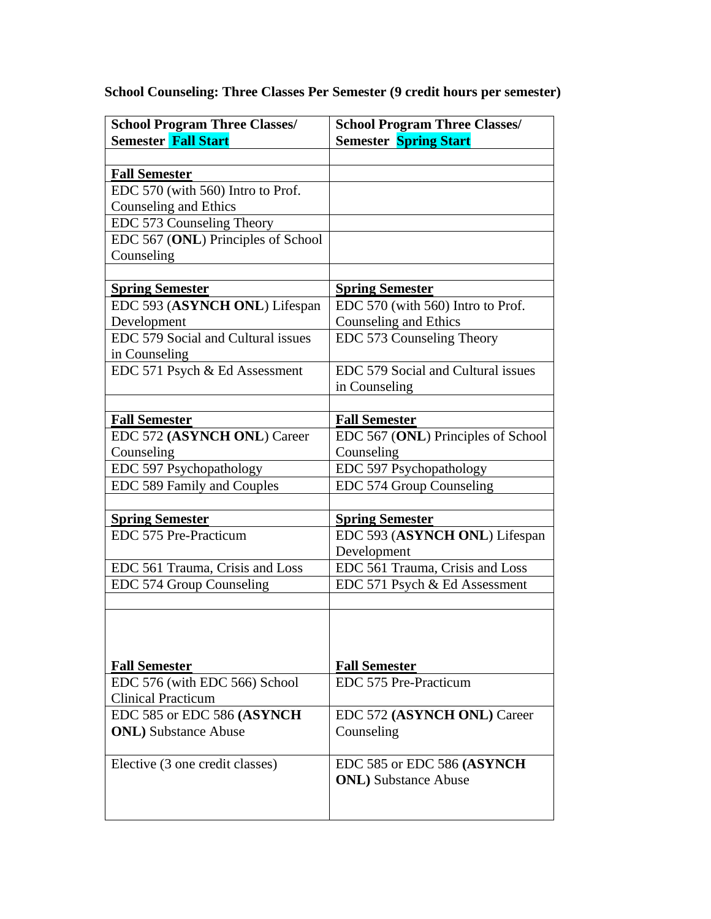**School Counseling: Three Classes Per Semester (9 credit hours per semester)**

| **School Program Three Classes/ Semester Fall Start** | **School Program Three Classes/ Semester Spring Start** |
|---|---|
| | |
| **<u>Fall Semester</u>** | |
| EDC 570 (with 560) Intro to Prof. Counseling and Ethics | |
| EDC 573 Counseling Theory | |
| EDC 567 (**ONL**) Principles of School Counseling | |
| | |
| **<u>Spring Semester</u>** | **<u>Spring Semester</u>** |
| EDC 593 (**ASYNCH ONL**) Lifespan Development | EDC 570 (with 560) Intro to Prof. Counseling and Ethics |
| EDC 579 Social and Cultural issues in Counseling | EDC 573 Counseling Theory |
| EDC 571 Psych & Ed Assessment | EDC 579 Social and Cultural issues in Counseling |
| | |
| **<u>Fall Semester</u>** | **<u>Fall Semester</u>** |
| EDC 572 **(ASYNCH ONL**) Career Counseling | EDC 567 (**ONL**) Principles of School Counseling |
| EDC 597 Psychopathology | EDC 597 Psychopathology |
| EDC 589 Family and Couples | EDC 574 Group Counseling |
| | |
| **<u>Spring Semester</u>** | **<u>Spring Semester</u>** |
| EDC 575 Pre-Practicum | EDC 593 (**ASYNCH ONL**) Lifespan Development |
| EDC 561 Trauma, Crisis and Loss | EDC 561 Trauma, Crisis and Loss |
| EDC 574 Group Counseling | EDC 571 Psych & Ed Assessment |
| | |
| **<u>Fall Semester</u>** | **<u>Fall Semester</u>** |
| EDC 576 (with EDC 566) School Clinical Practicum | EDC 575 Pre-Practicum |
| EDC 585 or EDC 586 **(ASYNCH ONL)** Substance Abuse | EDC 572 **(ASYNCH ONL)** Career Counseling |
| Elective (3 one credit classes) | EDC 585 or EDC 586 **(ASYNCH ONL)** Substance Abuse |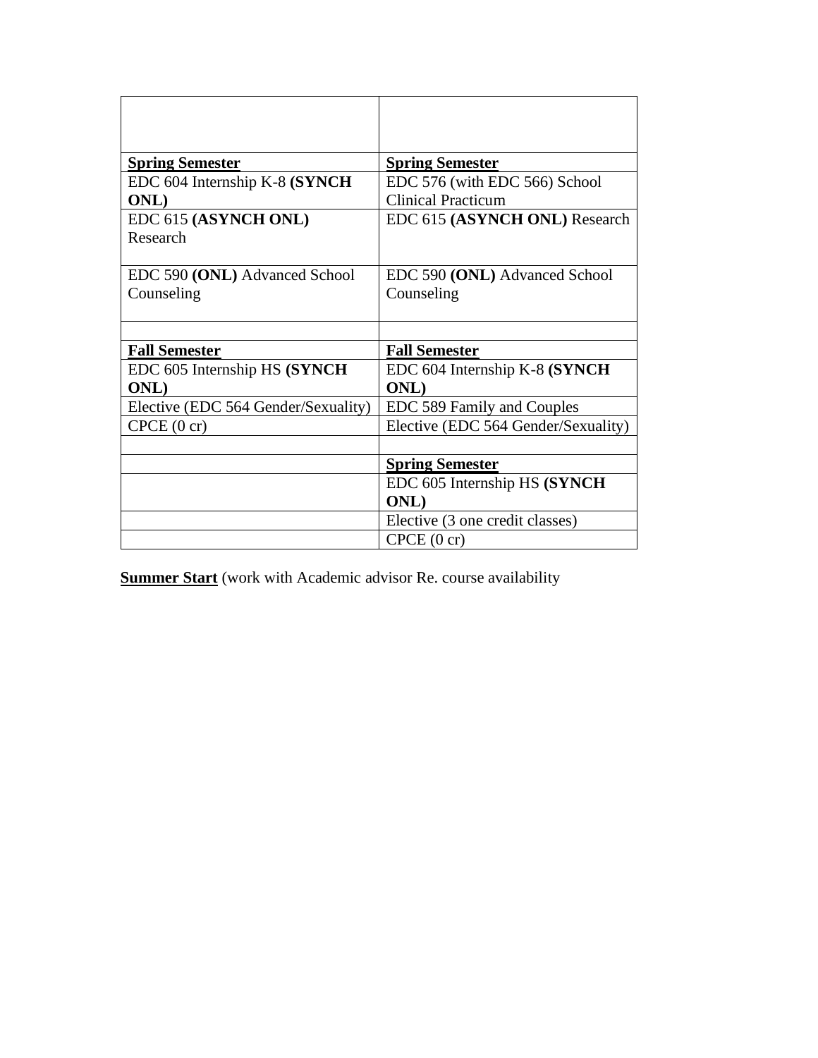| | |
|---|---|
| **Spring Semester** | **Spring Semester** |
| EDC 604 Internship K-8 **(SYNCH ONL)** | EDC 576 (with EDC 566) School Clinical Practicum |
| EDC 615 **(ASYNCH ONL)** Research | EDC 615 **(ASYNCH ONL)** Research |
| EDC 590 **(ONL)** Advanced School Counseling | EDC 590 **(ONL)** Advanced School Counseling |
| | |
| **Fall Semester** | **Fall Semester** |
| EDC 605 Internship HS **(SYNCH ONL)** | EDC 604 Internship K-8 **(SYNCH ONL)** |
| Elective (EDC 564 Gender/Sexuality) | EDC 589 Family and Couples |
| CPCE (0 cr) | Elective (EDC 564 Gender/Sexuality) |
| | |
| | **Spring Semester** |
| | EDC 605 Internship HS **(SYNCH ONL)** |
| | Elective (3 one credit classes) |
| | CPCE (0 cr) |

**Summer Start** (work with Academic advisor Re. course availability